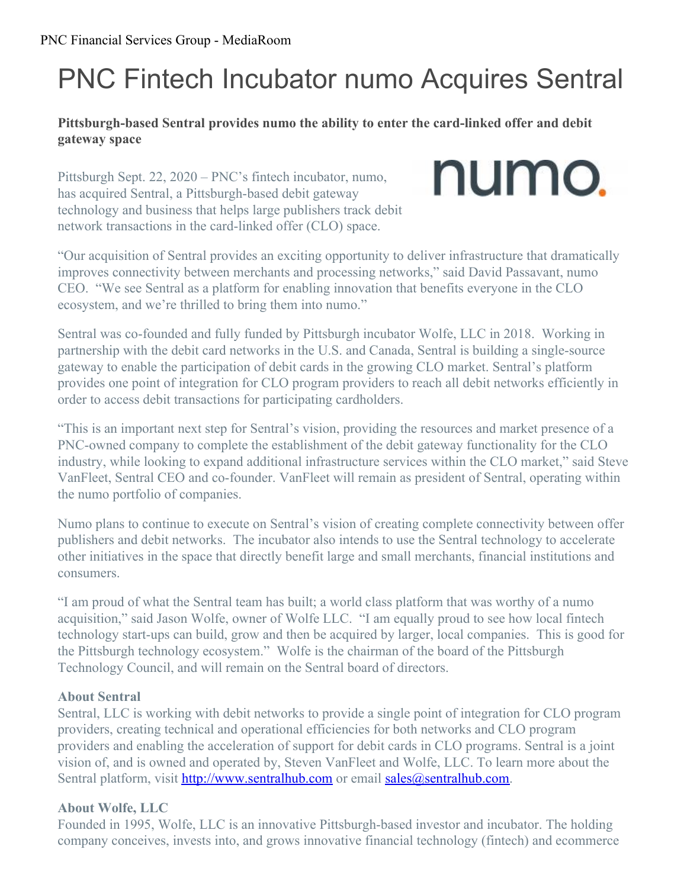# PNC Fintech Incubator numo Acquires Sentral

**Pittsburgh-based Sentral provides numo the ability to enter the card-linked offer and debit gateway space**

Pittsburgh Sept. 22, 2020 – PNC's fintech incubator, numo, has acquired Sentral, a Pittsburgh-based debit gateway technology and business that helps large publishers track debit network transactions in the card-linked offer (CLO) space.

"Our acquisition of Sentral provides an exciting opportunity to deliver infrastructure that dramatically improves connectivity between merchants and processing networks," said David Passavant, numo CEO. "We see Sentral as a platform for enabling innovation that benefits everyone in the CLO ecosystem, and we're thrilled to bring them into numo."

Sentral was co-founded and fully funded by Pittsburgh incubator Wolfe, LLC in 2018. Working in partnership with the debit card networks in the U.S. and Canada, Sentral is building a single-source gateway to enable the participation of debit cards in the growing CLO market. Sentral's platform provides one point of integration for CLO program providers to reach all debit networks efficiently in order to access debit transactions for participating cardholders.

"This is an important next step for Sentral's vision, providing the resources and market presence of a PNC-owned company to complete the establishment of the debit gateway functionality for the CLO industry, while looking to expand additional infrastructure services within the CLO market," said Steve VanFleet, Sentral CEO and co-founder. VanFleet will remain as president of Sentral, operating within the numo portfolio of companies.

Numo plans to continue to execute on Sentral's vision of creating complete connectivity between offer publishers and debit networks. The incubator also intends to use the Sentral technology to accelerate other initiatives in the space that directly benefit large and small merchants, financial institutions and consumers.

"I am proud of what the Sentral team has built; a world class platform that was worthy of a numo acquisition," said Jason Wolfe, owner of Wolfe LLC. "I am equally proud to see how local fintech technology start-ups can build, grow and then be acquired by larger, local companies. This is good for the Pittsburgh technology ecosystem." Wolfe is the chairman of the board of the Pittsburgh Technology Council, and will remain on the Sentral board of directors.

**About Sentral**

Sentral, LLC is working with debit networks to provide a single point of integration for CLO program providers, creating technical and operational efficiencies for both networks and CLO program providers and enabling the acceleration of support for debit cards in CLO programs. Sentral is a joint vision of, and is owned and operated by, Steven VanFleet and Wolfe, LLC. To learn more about the Sentral platform, visit http://www.sentralhub.com or email sales@sentralhub.com.

**About Wolfe, LLC**

Founded in 1995, Wolfe, LLC is an innovative Pittsburgh-based investor and incubator. The holding company conceives, invests into, and grows innovative financial technology (fintech) and ecommerce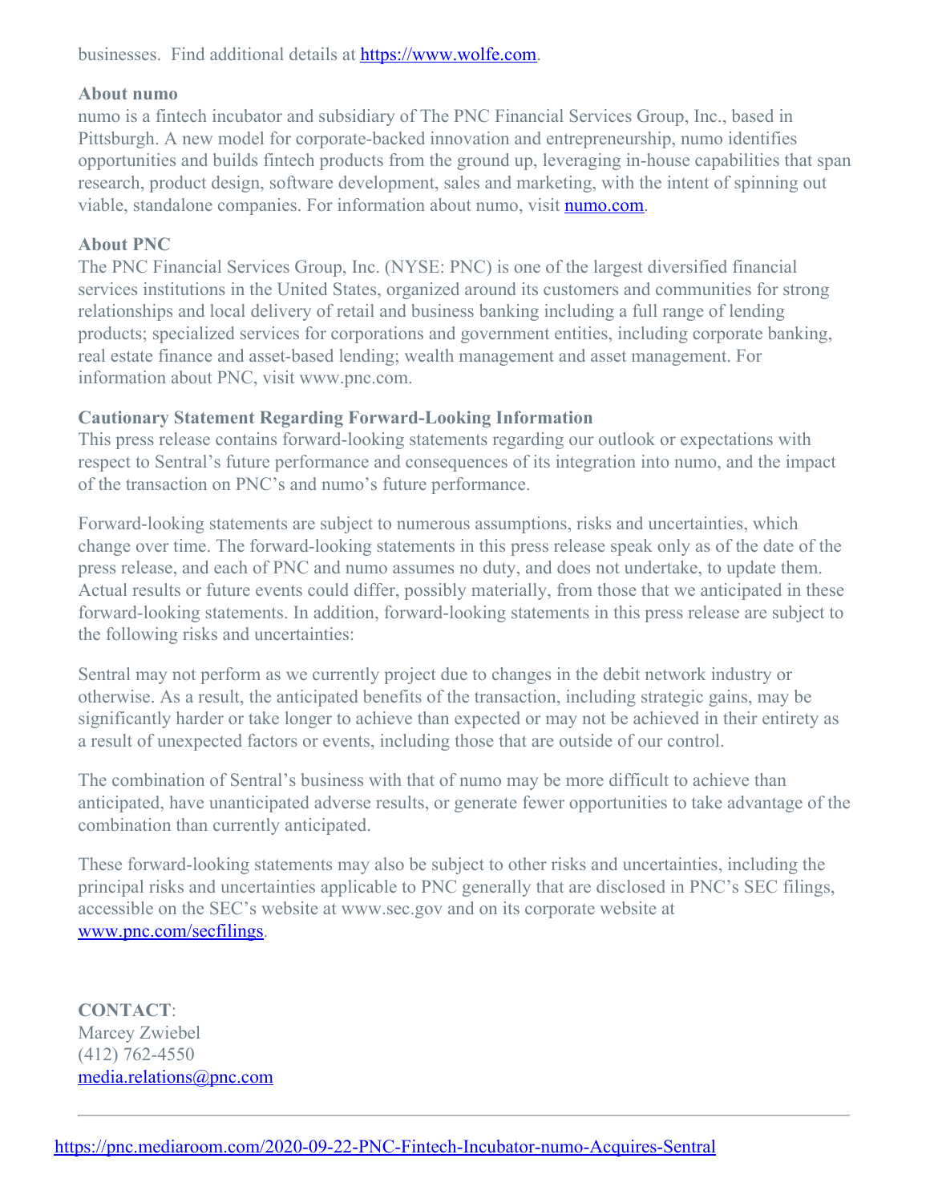businesses. Find additional details at [https://www.wolfe.com](https://www.wolfe.com).

**About numo**

numo is a fintech incubator and subsidiary of The PNC Financial Services Group, Inc., based in Pittsburgh. A new model for corporate-backed innovation and entrepreneurship, numo identifies opportunities and builds fintech products from the ground up, leveraging in-house capabilities that span research, product design, software development, sales and marketing, with the intent of spinning out viable, standalone companies. For information about numo, visit [numo.com](numo.com).

**About PNC**

The PNC Financial Services Group, Inc. (NYSE: PNC) is one of the largest diversified financial services institutions in the United States, organized around its customers and communities for strong relationships and local delivery of retail and business banking including a full range of lending products; specialized services for corporations and government entities, including corporate banking, real estate finance and asset-based lending; wealth management and asset management. For information about PNC, visit www.pnc.com.

**Cautionary Statement Regarding Forward-Looking Information**

This press release contains forward-looking statements regarding our outlook or expectations with respect to Sentral's future performance and consequences of its integration into numo, and the impact of the transaction on PNC's and numo's future performance.

Forward-looking statements are subject to numerous assumptions, risks and uncertainties, which change over time. The forward-looking statements in this press release speak only as of the date of the press release, and each of PNC and numo assumes no duty, and does not undertake, to update them. Actual results or future events could differ, possibly materially, from those that we anticipated in these forward-looking statements. In addition, forward-looking statements in this press release are subject to the following risks and uncertainties:

Sentral may not perform as we currently project due to changes in the debit network industry or otherwise. As a result, the anticipated benefits of the transaction, including strategic gains, may be significantly harder or take longer to achieve than expected or may not be achieved in their entirety as a result of unexpected factors or events, including those that are outside of our control.

The combination of Sentral's business with that of numo may be more difficult to achieve than anticipated, have unanticipated adverse results, or generate fewer opportunities to take advantage of the combination than currently anticipated.

These forward-looking statements may also be subject to other risks and uncertainties, including the principal risks and uncertainties applicable to PNC generally that are disclosed in PNC's SEC filings, accessible on the SEC's website at www.sec.gov and on its corporate website at [www.pnc.com/secfilings](www.pnc.com/secfilings).

**CONTACT**:
Marcey Zwiebel
(412) 762-4550
[media.relations@pnc.com](mailto:media.relations@pnc.com)